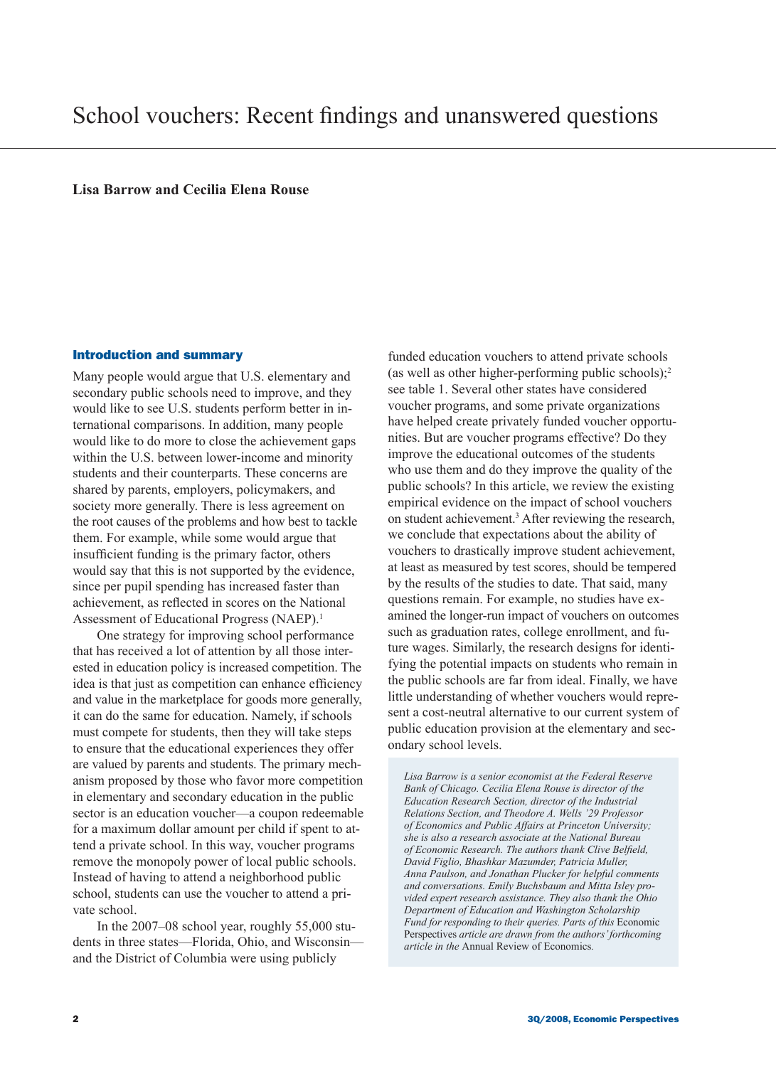# School vouchers: Recent findings and unanswered questions

**Lisa Barrow and Cecilia Elena Rouse**

## Introduction and summary

Many people would argue that U.S. elementary and secondary public schools need to improve, and they would like to see U.S. students perform better in international comparisons. In addition, many people would like to do more to close the achievement gaps within the U.S. between lower-income and minority students and their counterparts. These concerns are shared by parents, employers, policymakers, and society more generally. There is less agreement on the root causes of the problems and how best to tackle them. For example, while some would argue that insufficient funding is the primary factor, others would say that this is not supported by the evidence, since per pupil spending has increased faster than achievement, as reflected in scores on the National Assessment of Educational Progress (NAEP).[1]

One strategy for improving school performance that has received a lot of attention by all those interested in education policy is increased competition. The idea is that just as competition can enhance efficiency and value in the marketplace for goods more generally, it can do the same for education. Namely, if schools must compete for students, then they will take steps to ensure that the educational experiences they offer are valued by parents and students. The primary mechanism proposed by those who favor more competition in elementary and secondary education in the public sector is an education voucher—a coupon redeemable for a maximum dollar amount per child if spent to attend a private school. In this way, voucher programs remove the monopoly power of local public schools. Instead of having to attend a neighborhood public school, students can use the voucher to attend a private school.

In the 2007–08 school year, roughly 55,000 students in three states—Florida, Ohio, and Wisconsin—and the District of Columbia were using publicly funded education vouchers to attend private schools (as well as other higher-performing public schools);[2] see table 1. Several other states have considered voucher programs, and some private organizations have helped create privately funded voucher opportunities. But are voucher programs effective? Do they improve the educational outcomes of the students who use them and do they improve the quality of the public schools? In this article, we review the existing empirical evidence on the impact of school vouchers on student achievement.[3] After reviewing the research, we conclude that expectations about the ability of vouchers to drastically improve student achievement, at least as measured by test scores, should be tempered by the results of the studies to date. That said, many questions remain. For example, no studies have examined the longer-run impact of vouchers on outcomes such as graduation rates, college enrollment, and future wages. Similarly, the research designs for identifying the potential impacts on students who remain in the public schools are far from ideal. Finally, we have little understanding of whether vouchers would represent a cost-neutral alternative to our current system of public education provision at the elementary and secondary school levels.

*Lisa Barrow is a senior economist at the Federal Reserve Bank of Chicago. Cecilia Elena Rouse is director of the Education Research Section, director of the Industrial Relations Section, and Theodore A. Wells '29 Professor of Economics and Public Affairs at Princeton University; she is also a research associate at the National Bureau of Economic Research. The authors thank Clive Belfield, David Figlio, Bhashkar Mazumder, Patricia Muller, Anna Paulson, and Jonathan Plucker for helpful comments and conversations. Emily Buchsbaum and Mitta Isley provided expert research assistance. They also thank the Ohio Department of Education and Washington Scholarship Fund for responding to their queries. Parts of this* Economic Perspectives *article are drawn from the authors' forthcoming article in the* Annual Review of Economics.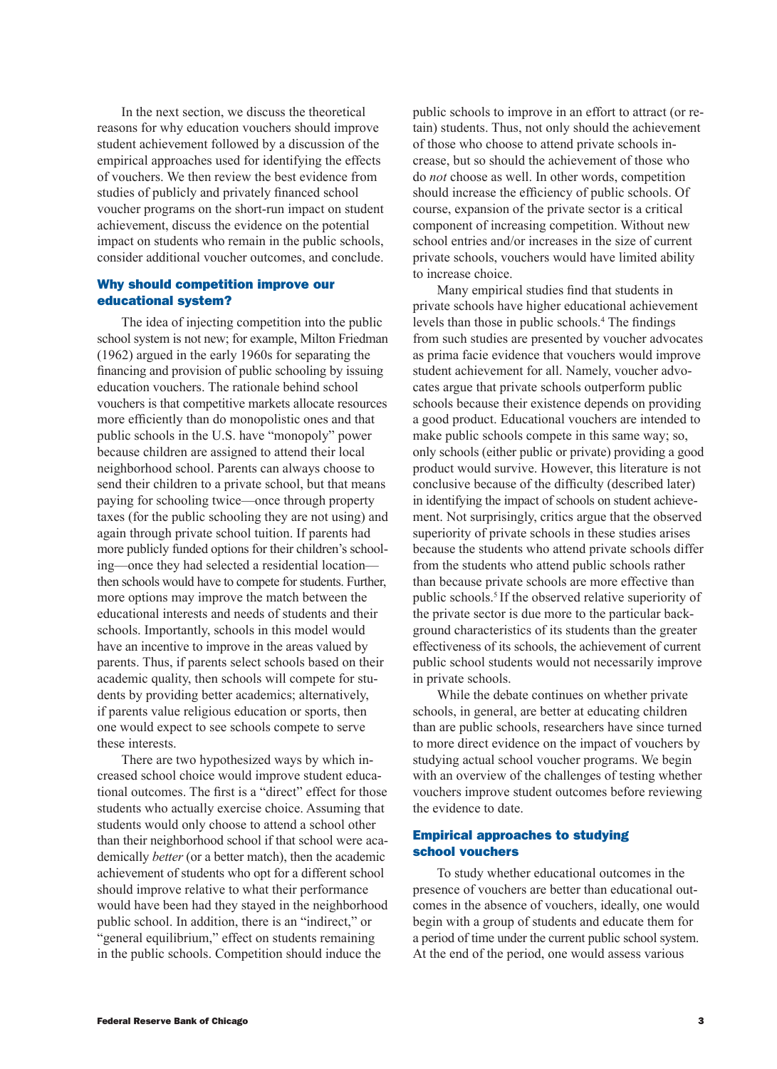In the next section, we discuss the theoretical reasons for why education vouchers should improve student achievement followed by a discussion of the empirical approaches used for identifying the effects of vouchers. We then review the best evidence from studies of publicly and privately financed school voucher programs on the short-run impact on student achievement, discuss the evidence on the potential impact on students who remain in the public schools, consider additional voucher outcomes, and conclude.

## Why should competition improve our educational system?

The idea of injecting competition into the public school system is not new; for example, Milton Friedman (1962) argued in the early 1960s for separating the financing and provision of public schooling by issuing education vouchers. The rationale behind school vouchers is that competitive markets allocate resources more efficiently than do monopolistic ones and that public schools in the U.S. have "monopoly" power because children are assigned to attend their local neighborhood school. Parents can always choose to send their children to a private school, but that means paying for schooling twice—once through property taxes (for the public schooling they are not using) and again through private school tuition. If parents had more publicly funded options for their children's schooling—once they had selected a residential location—then schools would have to compete for students. Further, more options may improve the match between the educational interests and needs of students and their schools. Importantly, schools in this model would have an incentive to improve in the areas valued by parents. Thus, if parents select schools based on their academic quality, then schools will compete for students by providing better academics; alternatively, if parents value religious education or sports, then one would expect to see schools compete to serve these interests.

There are two hypothesized ways by which increased school choice would improve student educational outcomes. The first is a "direct" effect for those students who actually exercise choice. Assuming that students would only choose to attend a school other than their neighborhood school if that school were academically *better* (or a better match), then the academic achievement of students who opt for a different school should improve relative to what their performance would have been had they stayed in the neighborhood public school. In addition, there is an "indirect," or "general equilibrium," effect on students remaining in the public schools. Competition should induce the public schools to improve in an effort to attract (or retain) students. Thus, not only should the achievement of those who choose to attend private schools increase, but so should the achievement of those who do *not* choose as well. In other words, competition should increase the efficiency of public schools. Of course, expansion of the private sector is a critical component of increasing competition. Without new school entries and/or increases in the size of current private schools, vouchers would have limited ability to increase choice.

Many empirical studies find that students in private schools have higher educational achievement levels than those in public schools.[4] The findings from such studies are presented by voucher advocates as prima facie evidence that vouchers would improve student achievement for all. Namely, voucher advocates argue that private schools outperform public schools because their existence depends on providing a good product. Educational vouchers are intended to make public schools compete in this same way; so, only schools (either public or private) providing a good product would survive. However, this literature is not conclusive because of the difficulty (described later) in identifying the impact of schools on student achievement. Not surprisingly, critics argue that the observed superiority of private schools in these studies arises because the students who attend private schools differ from the students who attend public schools rather than because private schools are more effective than public schools.[5] If the observed relative superiority of the private sector is due more to the particular background characteristics of its students than the greater effectiveness of its schools, the achievement of current public school students would not necessarily improve in private schools.

While the debate continues on whether private schools, in general, are better at educating children than are public schools, researchers have since turned to more direct evidence on the impact of vouchers by studying actual school voucher programs. We begin with an overview of the challenges of testing whether vouchers improve student outcomes before reviewing the evidence to date.

## Empirical approaches to studying school vouchers

To study whether educational outcomes in the presence of vouchers are better than educational outcomes in the absence of vouchers, ideally, one would begin with a group of students and educate them for a period of time under the current public school system. At the end of the period, one would assess various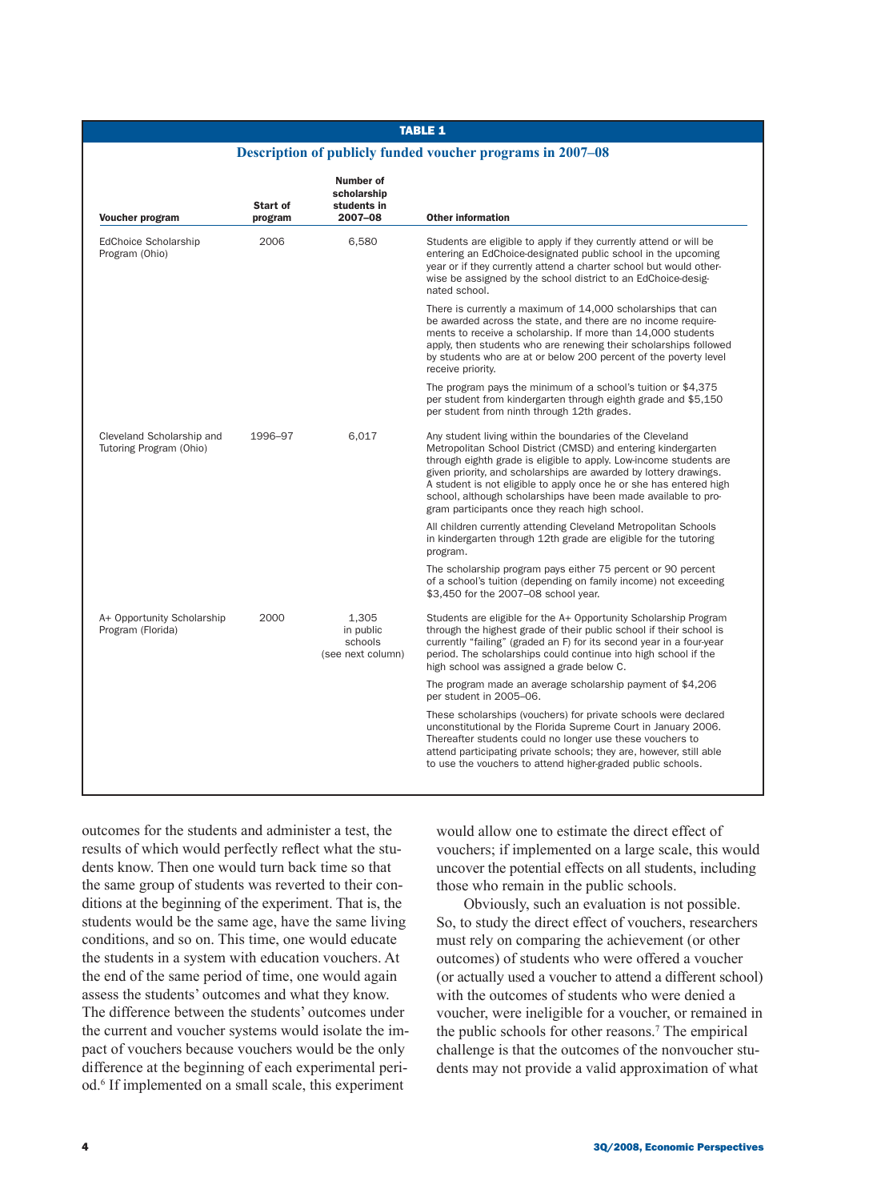**TABLE 1**

**Description of publicly funded voucher programs in 2007–08**

| Voucher program | Start of program | Number of scholarship students in 2007–08 | Other information |
|---|---|---|---|
| EdChoice Scholarship Program (Ohio) | 2006 | 6,580 | Students are eligible to apply if they currently attend or will be entering an EdChoice-designated public school in the upcoming year or if they currently attend a charter school but would otherwise be assigned by the school district to an EdChoice-designated school. |
| | | | There is currently a maximum of 14,000 scholarships that can be awarded across the state, and there are no income requirements to receive a scholarship. If more than 14,000 students apply, then students who are renewing their scholarships followed by students who are at or below 200 percent of the poverty level receive priority. |
| | | | The program pays the minimum of a school's tuition or $4,375 per student from kindergarten through eighth grade and $5,150 per student from ninth through 12th grades. |
| Cleveland Scholarship and Tutoring Program (Ohio) | 1996–97 | 6,017 | Any student living within the boundaries of the Cleveland Metropolitan School District (CMSD) and entering kindergarten through eighth grade is eligible to apply. Low-income students are given priority, and scholarships are awarded by lottery drawings. A student is not eligible to apply once he or she has entered high school, although scholarships have been made available to program participants once they reach high school. |
| | | | All children currently attending Cleveland Metropolitan Schools in kindergarten through 12th grade are eligible for the tutoring program. |
| | | | The scholarship program pays either 75 percent or 90 percent of a school's tuition (depending on family income) not exceeding $3,450 for the 2007–08 school year. |
| A+ Opportunity Scholarship Program (Florida) | 2000 | 1,305 in public schools (see next column) | Students are eligible for the A+ Opportunity Scholarship Program through the highest grade of their public school if their school is currently "failing" (graded an F) for its second year in a four-year period. The scholarships could continue into high school if the high school was assigned a grade below C. |
| | | | The program made an average scholarship payment of $4,206 per student in 2005–06. |
| | | | These scholarships (vouchers) for private schools were declared unconstitutional by the Florida Supreme Court in January 2006. Thereafter students could no longer use these vouchers to attend participating private schools; they are, however, still able to use the vouchers to attend higher-graded public schools. |

outcomes for the students and administer a test, the results of which would perfectly reflect what the students know. Then one would turn back time so that the same group of students was reverted to their conditions at the beginning of the experiment. That is, the students would be the same age, have the same living conditions, and so on. This time, one would educate the students in a system with education vouchers. At the end of the same period of time, one would again assess the students' outcomes and what they know. The difference between the students' outcomes under the current and voucher systems would isolate the impact of vouchers because vouchers would be the only difference at the beginning of each experimental period.[6] If implemented on a small scale, this experiment would allow one to estimate the direct effect of vouchers; if implemented on a large scale, this would uncover the potential effects on all students, including those who remain in the public schools.

Obviously, such an evaluation is not possible. So, to study the direct effect of vouchers, researchers must rely on comparing the achievement (or other outcomes) of students who were offered a voucher (or actually used a voucher to attend a different school) with the outcomes of students who were denied a voucher, were ineligible for a voucher, or remained in the public schools for other reasons.[7] The empirical challenge is that the outcomes of the nonvoucher students may not provide a valid approximation of what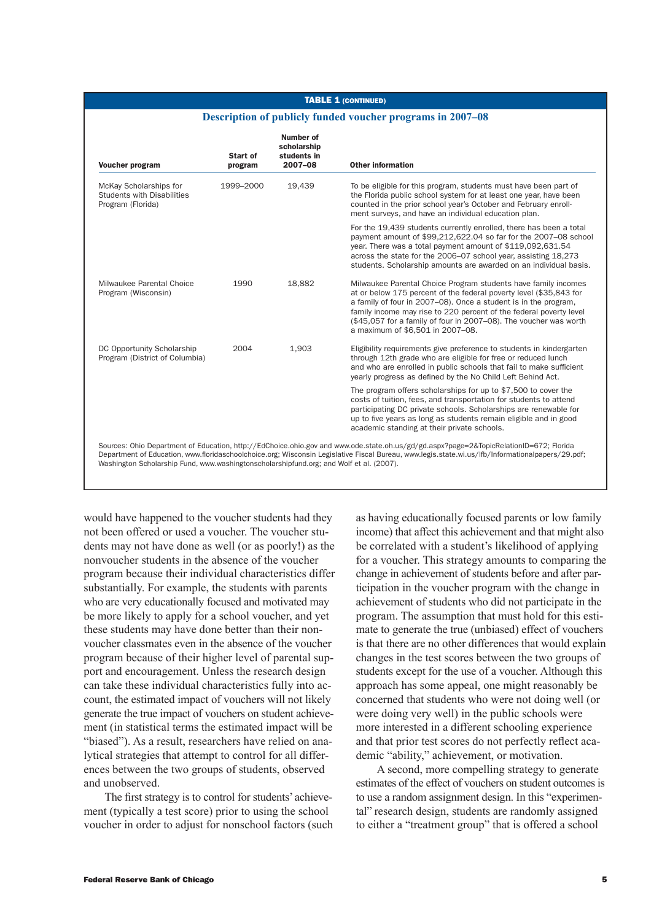**TABLE 1 (CONTINUED)**

**Description of publicly funded voucher programs in 2007–08**

| Voucher program | Start of program | Number of scholarship students in 2007–08 | Other information |
|---|---|---|---|
| McKay Scholarships for Students with Disabilities Program (Florida) | 1999–2000 | 19,439 | To be eligible for this program, students must have been part of the Florida public school system for at least one year, have been counted in the prior school year's October and February enrollment surveys, and have an individual education plan. |
| | | | For the 19,439 students currently enrolled, there has been a total payment amount of $99,212,622.04 so far for the 2007–08 school year. There was a total payment amount of $119,092,631.54 across the state for the 2006–07 school year, assisting 18,273 students. Scholarship amounts are awarded on an individual basis. |
| Milwaukee Parental Choice Program (Wisconsin) | 1990 | 18,882 | Milwaukee Parental Choice Program students have family incomes at or below 175 percent of the federal poverty level ($35,843 for a family of four in 2007–08). Once a student is in the program, family income may rise to 220 percent of the federal poverty level ($45,057 for a family of four in 2007–08). The voucher was worth a maximum of $6,501 in 2007–08. |
| DC Opportunity Scholarship Program (District of Columbia) | 2004 | 1,903 | Eligibility requirements give preference to students in kindergarten through 12th grade who are eligible for free or reduced lunch and who are enrolled in public schools that fail to make sufficient yearly progress as defined by the No Child Left Behind Act. |
| | | | The program offers scholarships for up to $7,500 to cover the costs of tuition, fees, and transportation for students to attend participating DC private schools. Scholarships are renewable for up to five years as long as students remain eligible and in good academic standing at their private schools. |

Sources: Ohio Department of Education, http://EdChoice.ohio.gov and www.ode.state.oh.us/gd/gd.aspx?page=2&TopicRelationID=672; Florida Department of Education, www.floridaschoolchoice.org; Wisconsin Legislative Fiscal Bureau, www.legis.state.wi.us/lfb/Informationalpapers/29.pdf; Washington Scholarship Fund, www.washingtonscholarshipfund.org; and Wolf et al. (2007).

would have happened to the voucher students had they not been offered or used a voucher. The voucher students may not have done as well (or as poorly!) as the nonvoucher students in the absence of the voucher program because their individual characteristics differ substantially. For example, the students with parents who are very educationally focused and motivated may be more likely to apply for a school voucher, and yet these students may have done better than their nonvoucher classmates even in the absence of the voucher program because of their higher level of parental support and encouragement. Unless the research design can take these individual characteristics fully into account, the estimated impact of vouchers will not likely generate the true impact of vouchers on student achievement (in statistical terms the estimated impact will be "biased"). As a result, researchers have relied on analytical strategies that attempt to control for all differences between the two groups of students, observed and unobserved.

The first strategy is to control for students' achievement (typically a test score) prior to using the school voucher in order to adjust for nonschool factors (such as having educationally focused parents or low family income) that affect this achievement and that might also be correlated with a student's likelihood of applying for a voucher. This strategy amounts to comparing the change in achievement of students before and after participation in the voucher program with the change in achievement of students who did not participate in the program. The assumption that must hold for this estimate to generate the true (unbiased) effect of vouchers is that there are no other differences that would explain changes in the test scores between the two groups of students except for the use of a voucher. Although this approach has some appeal, one might reasonably be concerned that students who were not doing well (or were doing very well) in the public schools were more interested in a different schooling experience and that prior test scores do not perfectly reflect academic "ability," achievement, or motivation.

A second, more compelling strategy to generate estimates of the effect of vouchers on student outcomes is to use a random assignment design. In this "experimental" research design, students are randomly assigned to either a "treatment group" that is offered a school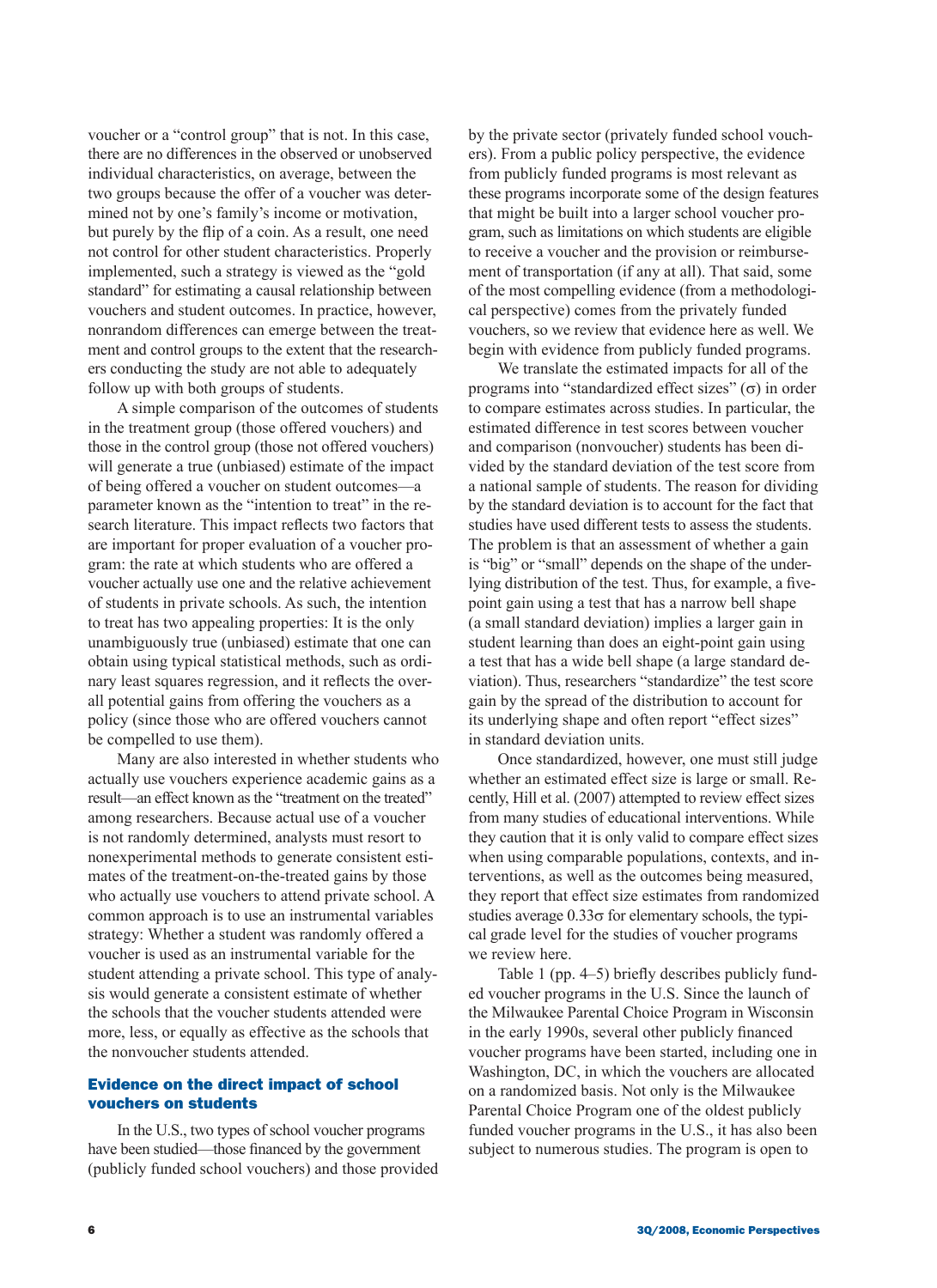voucher or a "control group" that is not. In this case, there are no differences in the observed or unobserved individual characteristics, on average, between the two groups because the offer of a voucher was determined not by one's family's income or motivation, but purely by the flip of a coin. As a result, one need not control for other student characteristics. Properly implemented, such a strategy is viewed as the "gold standard" for estimating a causal relationship between vouchers and student outcomes. In practice, however, nonrandom differences can emerge between the treatment and control groups to the extent that the researchers conducting the study are not able to adequately follow up with both groups of students.

A simple comparison of the outcomes of students in the treatment group (those offered vouchers) and those in the control group (those not offered vouchers) will generate a true (unbiased) estimate of the impact of being offered a voucher on student outcomes—a parameter known as the "intention to treat" in the research literature. This impact reflects two factors that are important for proper evaluation of a voucher program: the rate at which students who are offered a voucher actually use one and the relative achievement of students in private schools. As such, the intention to treat has two appealing properties: It is the only unambiguously true (unbiased) estimate that one can obtain using typical statistical methods, such as ordinary least squares regression, and it reflects the overall potential gains from offering the vouchers as a policy (since those who are offered vouchers cannot be compelled to use them).

Many are also interested in whether students who actually use vouchers experience academic gains as a result—an effect known as the "treatment on the treated" among researchers. Because actual use of a voucher is not randomly determined, analysts must resort to nonexperimental methods to generate consistent estimates of the treatment-on-the-treated gains by those who actually use vouchers to attend private school. A common approach is to use an instrumental variables strategy: Whether a student was randomly offered a voucher is used as an instrumental variable for the student attending a private school. This type of analysis would generate a consistent estimate of whether the schools that the voucher students attended were more, less, or equally as effective as the schools that the nonvoucher students attended.

## Evidence on the direct impact of school vouchers on students

In the U.S., two types of school voucher programs have been studied—those financed by the government (publicly funded school vouchers) and those provided by the private sector (privately funded school vouchers). From a public policy perspective, the evidence from publicly funded programs is most relevant as these programs incorporate some of the design features that might be built into a larger school voucher program, such as limitations on which students are eligible to receive a voucher and the provision or reimbursement of transportation (if any at all). That said, some of the most compelling evidence (from a methodological perspective) comes from the privately funded vouchers, so we review that evidence here as well. We begin with evidence from publicly funded programs.

We translate the estimated impacts for all of the programs into "standardized effect sizes" ($\sigma$) in order to compare estimates across studies. In particular, the estimated difference in test scores between voucher and comparison (nonvoucher) students has been divided by the standard deviation of the test score from a national sample of students. The reason for dividing by the standard deviation is to account for the fact that studies have used different tests to assess the students. The problem is that an assessment of whether a gain is "big" or "small" depends on the shape of the underlying distribution of the test. Thus, for example, a five-point gain using a test that has a narrow bell shape (a small standard deviation) implies a larger gain in student learning than does an eight-point gain using a test that has a wide bell shape (a large standard deviation). Thus, researchers "standardize" the test score gain by the spread of the distribution to account for its underlying shape and often report "effect sizes" in standard deviation units.

Once standardized, however, one must still judge whether an estimated effect size is large or small. Recently, Hill et al. (2007) attempted to review effect sizes from many studies of educational interventions. While they caution that it is only valid to compare effect sizes when using comparable populations, contexts, and interventions, as well as the outcomes being measured, they report that effect size estimates from randomized studies average $0.33\sigma$ for elementary schools, the typical grade level for the studies of voucher programs we review here.

Table 1 (pp. 4–5) briefly describes publicly funded voucher programs in the U.S. Since the launch of the Milwaukee Parental Choice Program in Wisconsin in the early 1990s, several other publicly financed voucher programs have been started, including one in Washington, DC, in which the vouchers are allocated on a randomized basis. Not only is the Milwaukee Parental Choice Program one of the oldest publicly funded voucher programs in the U.S., it has also been subject to numerous studies. The program is open to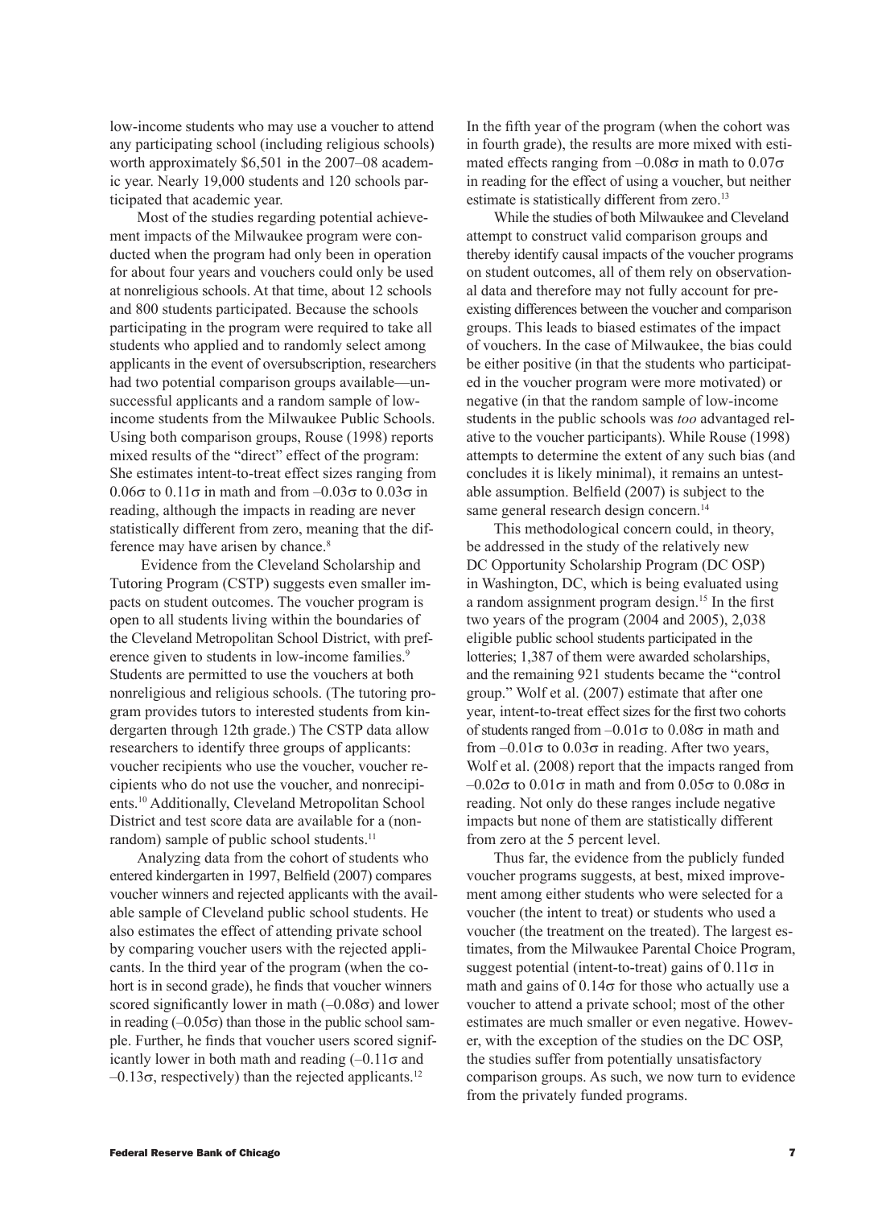low-income students who may use a voucher to attend any participating school (including religious schools) worth approximately \$6,501 in the 2007–08 academic year. Nearly 19,000 students and 120 schools participated that academic year.

Most of the studies regarding potential achievement impacts of the Milwaukee program were conducted when the program had only been in operation for about four years and vouchers could only be used at nonreligious schools. At that time, about 12 schools and 800 students participated. Because the schools participating in the program were required to take all students who applied and to randomly select among applicants in the event of oversubscription, researchers had two potential comparison groups available—unsuccessful applicants and a random sample of low-income students from the Milwaukee Public Schools. Using both comparison groups, Rouse (1998) reports mixed results of the "direct" effect of the program: She estimates intent-to-treat effect sizes ranging from $0.06\sigma$ to $0.11\sigma$ in math and from $-0.03\sigma$ to $0.03\sigma$ in reading, although the impacts in reading are never statistically different from zero, meaning that the difference may have arisen by chance.[8]

Evidence from the Cleveland Scholarship and Tutoring Program (CSTP) suggests even smaller impacts on student outcomes. The voucher program is open to all students living within the boundaries of the Cleveland Metropolitan School District, with preference given to students in low-income families.[9] Students are permitted to use the vouchers at both nonreligious and religious schools. (The tutoring program provides tutors to interested students from kindergarten through 12th grade.) The CSTP data allow researchers to identify three groups of applicants: voucher recipients who use the voucher, voucher recipients who do not use the voucher, and nonrecipients.[10] Additionally, Cleveland Metropolitan School District and test score data are available for a (nonrandom) sample of public school students.[11]

Analyzing data from the cohort of students who entered kindergarten in 1997, Belfield (2007) compares voucher winners and rejected applicants with the available sample of Cleveland public school students. He also estimates the effect of attending private school by comparing voucher users with the rejected applicants. In the third year of the program (when the cohort is in second grade), he finds that voucher winners scored significantly lower in math ($-0.08\sigma$) and lower in reading ($-0.05\sigma$) than those in the public school sample. Further, he finds that voucher users scored significantly lower in both math and reading ($-0.11\sigma$ and $-0.13\sigma$, respectively) than the rejected applicants.[12]

In the fifth year of the program (when the cohort was in fourth grade), the results are more mixed with estimated effects ranging from $-0.08\sigma$ in math to $0.07\sigma$ in reading for the effect of using a voucher, but neither estimate is statistically different from zero.[13]

While the studies of both Milwaukee and Cleveland attempt to construct valid comparison groups and thereby identify causal impacts of the voucher programs on student outcomes, all of them rely on observational data and therefore may not fully account for preexisting differences between the voucher and comparison groups. This leads to biased estimates of the impact of vouchers. In the case of Milwaukee, the bias could be either positive (in that the students who participated in the voucher program were more motivated) or negative (in that the random sample of low-income students in the public schools was *too* advantaged relative to the voucher participants). While Rouse (1998) attempts to determine the extent of any such bias (and concludes it is likely minimal), it remains an untestable assumption. Belfield (2007) is subject to the same general research design concern.[14]

This methodological concern could, in theory, be addressed in the study of the relatively new DC Opportunity Scholarship Program (DC OSP) in Washington, DC, which is being evaluated using a random assignment program design.[15] In the first two years of the program (2004 and 2005), 2,038 eligible public school students participated in the lotteries; 1,387 of them were awarded scholarships, and the remaining 921 students became the "control group." Wolf et al. (2007) estimate that after one year, intent-to-treat effect sizes for the first two cohorts of students ranged from $-0.01\sigma$ to $0.08\sigma$ in math and from $-0.01\sigma$ to $0.03\sigma$ in reading. After two years, Wolf et al. (2008) report that the impacts ranged from $-0.02\sigma$ to $0.01\sigma$ in math and from $0.05\sigma$ to $0.08\sigma$ in reading. Not only do these ranges include negative impacts but none of them are statistically different from zero at the 5 percent level.

Thus far, the evidence from the publicly funded voucher programs suggests, at best, mixed improvement among either students who were selected for a voucher (the intent to treat) or students who used a voucher (the treatment on the treated). The largest estimates, from the Milwaukee Parental Choice Program, suggest potential (intent-to-treat) gains of $0.11\sigma$ in math and gains of $0.14\sigma$ for those who actually use a voucher to attend a private school; most of the other estimates are much smaller or even negative. However, with the exception of the studies on the DC OSP, the studies suffer from potentially unsatisfactory comparison groups. As such, we now turn to evidence from the privately funded programs.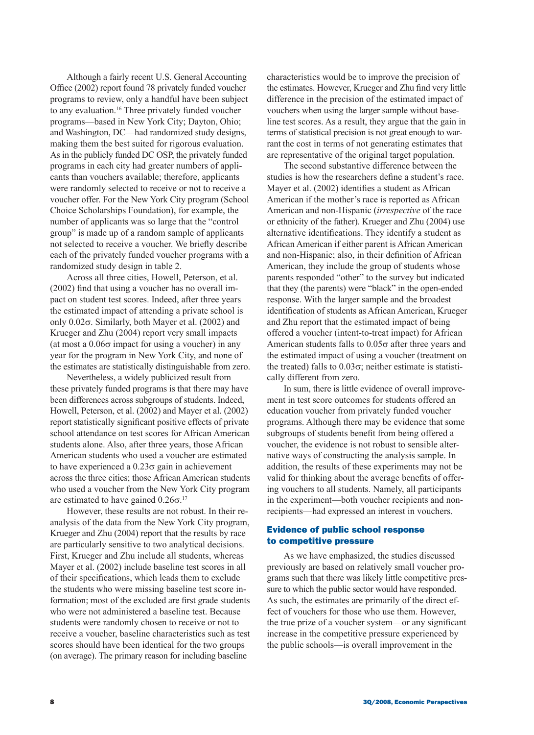Although a fairly recent U.S. General Accounting Office (2002) report found 78 privately funded voucher programs to review, only a handful have been subject to any evaluation.[16] Three privately funded voucher programs—based in New York City; Dayton, Ohio; and Washington, DC—had randomized study designs, making them the best suited for rigorous evaluation. As in the publicly funded DC OSP, the privately funded programs in each city had greater numbers of applicants than vouchers available; therefore, applicants were randomly selected to receive or not to receive a voucher offer. For the New York City program (School Choice Scholarships Foundation), for example, the number of applicants was so large that the "control group" is made up of a random sample of applicants not selected to receive a voucher. We briefly describe each of the privately funded voucher programs with a randomized study design in table 2.

Across all three cities, Howell, Peterson, et al. (2002) find that using a voucher has no overall impact on student test scores. Indeed, after three years the estimated impact of attending a private school is only 0.02σ. Similarly, both Mayer et al. (2002) and Krueger and Zhu (2004) report very small impacts (at most a 0.06σ impact for using a voucher) in any year for the program in New York City, and none of the estimates are statistically distinguishable from zero.

Nevertheless, a widely publicized result from these privately funded programs is that there may have been differences across subgroups of students. Indeed, Howell, Peterson, et al. (2002) and Mayer et al. (2002) report statistically significant positive effects of private school attendance on test scores for African American students alone. Also, after three years, those African American students who used a voucher are estimated to have experienced a 0.23σ gain in achievement across the three cities; those African American students who used a voucher from the New York City program are estimated to have gained 0.26σ.[17]

However, these results are not robust. In their reanalysis of the data from the New York City program, Krueger and Zhu (2004) report that the results by race are particularly sensitive to two analytical decisions. First, Krueger and Zhu include all students, whereas Mayer et al. (2002) include baseline test scores in all of their specifications, which leads them to exclude the students who were missing baseline test score information; most of the excluded are first grade students who were not administered a baseline test. Because students were randomly chosen to receive or not to receive a voucher, baseline characteristics such as test scores should have been identical for the two groups (on average). The primary reason for including baseline characteristics would be to improve the precision of the estimates. However, Krueger and Zhu find very little difference in the precision of the estimated impact of vouchers when using the larger sample without baseline test scores. As a result, they argue that the gain in terms of statistical precision is not great enough to warrant the cost in terms of not generating estimates that are representative of the original target population.

The second substantive difference between the studies is how the researchers define a student's race. Mayer et al. (2002) identifies a student as African American if the mother's race is reported as African American and non-Hispanic (*irrespective* of the race or ethnicity of the father). Krueger and Zhu (2004) use alternative identifications. They identify a student as African American if either parent is African American and non-Hispanic; also, in their definition of African American, they include the group of students whose parents responded "other" to the survey but indicated that they (the parents) were "black" in the open-ended response. With the larger sample and the broadest identification of students as African American, Krueger and Zhu report that the estimated impact of being offered a voucher (intent-to-treat impact) for African American students falls to 0.05σ after three years and the estimated impact of using a voucher (treatment on the treated) falls to 0.03σ; neither estimate is statistically different from zero.

In sum, there is little evidence of overall improvement in test score outcomes for students offered an education voucher from privately funded voucher programs. Although there may be evidence that some subgroups of students benefit from being offered a voucher, the evidence is not robust to sensible alternative ways of constructing the analysis sample. In addition, the results of these experiments may not be valid for thinking about the average benefits of offering vouchers to all students. Namely, all participants in the experiment—both voucher recipients and nonrecipients—had expressed an interest in vouchers.

## Evidence of public school response to competitive pressure

As we have emphasized, the studies discussed previously are based on relatively small voucher programs such that there was likely little competitive pressure to which the public sector would have responded. As such, the estimates are primarily of the direct effect of vouchers for those who use them. However, the true prize of a voucher system—or any significant increase in the competitive pressure experienced by the public schools—is overall improvement in the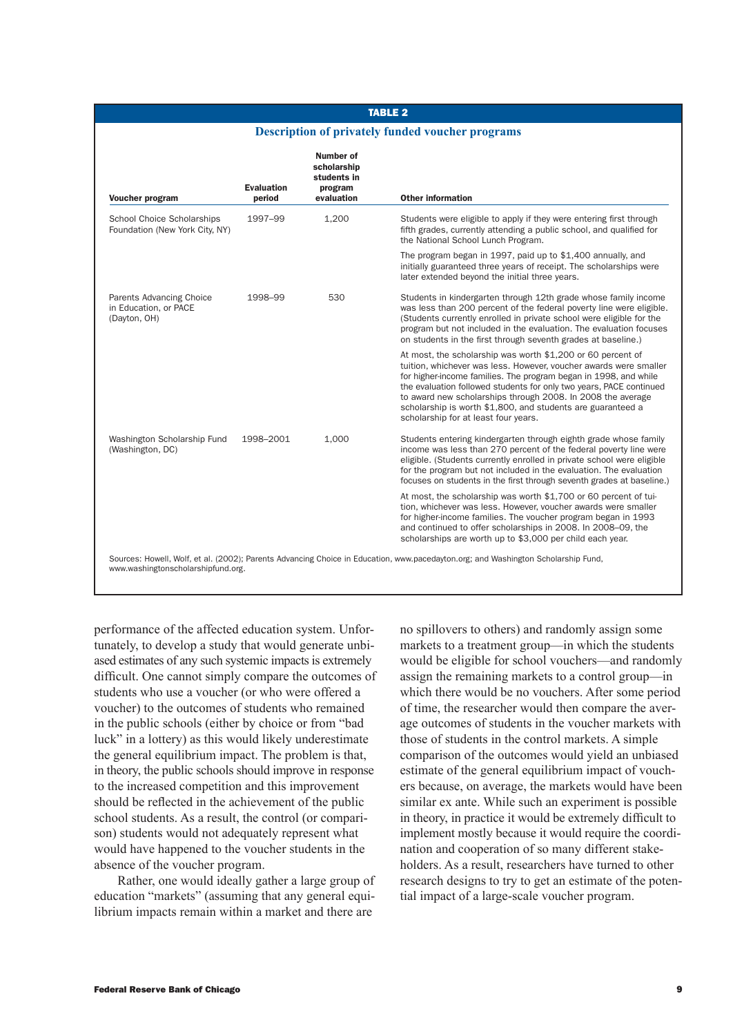**TABLE 2**

**Description of privately funded voucher programs**

| Voucher program | Evaluation period | Number of scholarship students in program evaluation | Other information |
|---|---|---|---|
| School Choice Scholarships Foundation (New York City, NY) | 1997–99 | 1,200 | Students were eligible to apply if they were entering first through fifth grades, currently attending a public school, and qualified for the National School Lunch Program. |
| | | | The program began in 1997, paid up to $1,400 annually, and initially guaranteed three years of receipt. The scholarships were later extended beyond the initial three years. |
| Parents Advancing Choice in Education, or PACE (Dayton, OH) | 1998–99 | 530 | Students in kindergarten through 12th grade whose family income was less than 200 percent of the federal poverty line were eligible. (Students currently enrolled in private school were eligible for the program but not included in the evaluation. The evaluation focuses on students in the first through seventh grades at baseline.) |
| | | | At most, the scholarship was worth $1,200 or 60 percent of tuition, whichever was less. However, voucher awards were smaller for higher-income families. The program began in 1998, and while the evaluation followed students for only two years, PACE continued to award new scholarships through 2008. In 2008 the average scholarship is worth $1,800, and students are guaranteed a scholarship for at least four years. |
| Washington Scholarship Fund (Washington, DC) | 1998–2001 | 1,000 | Students entering kindergarten through eighth grade whose family income was less than 270 percent of the federal poverty line were eligible. (Students currently enrolled in private school were eligible for the program but not included in the evaluation. The evaluation focuses on students in the first through seventh grades at baseline.) |
| | | | At most, the scholarship was worth $1,700 or 60 percent of tuition, whichever was less. However, voucher awards were smaller for higher-income families. The voucher program began in 1993 and continued to offer scholarships in 2008. In 2008–09, the scholarships are worth up to $3,000 per child each year. |

Sources: Howell, Wolf, et al. (2002); Parents Advancing Choice in Education, www.pacedayton.org; and Washington Scholarship Fund, www.washingtonscholarshipfund.org.

performance of the affected education system. Unfortunately, to develop a study that would generate unbiased estimates of any such systemic impacts is extremely difficult. One cannot simply compare the outcomes of students who use a voucher (or who were offered a voucher) to the outcomes of students who remained in the public schools (either by choice or from "bad luck" in a lottery) as this would likely underestimate the general equilibrium impact. The problem is that, in theory, the public schools should improve in response to the increased competition and this improvement should be reflected in the achievement of the public school students. As a result, the control (or comparison) students would not adequately represent what would have happened to the voucher students in the absence of the voucher program.

Rather, one would ideally gather a large group of education "markets" (assuming that any general equilibrium impacts remain within a market and there are no spillovers to others) and randomly assign some markets to a treatment group—in which the students would be eligible for school vouchers—and randomly assign the remaining markets to a control group—in which there would be no vouchers. After some period of time, the researcher would then compare the average outcomes of students in the voucher markets with those of students in the control markets. A simple comparison of the outcomes would yield an unbiased estimate of the general equilibrium impact of vouchers because, on average, the markets would have been similar ex ante. While such an experiment is possible in theory, in practice it would be extremely difficult to implement mostly because it would require the coordination and cooperation of so many different stakeholders. As a result, researchers have turned to other research designs to try to get an estimate of the potential impact of a large-scale voucher program.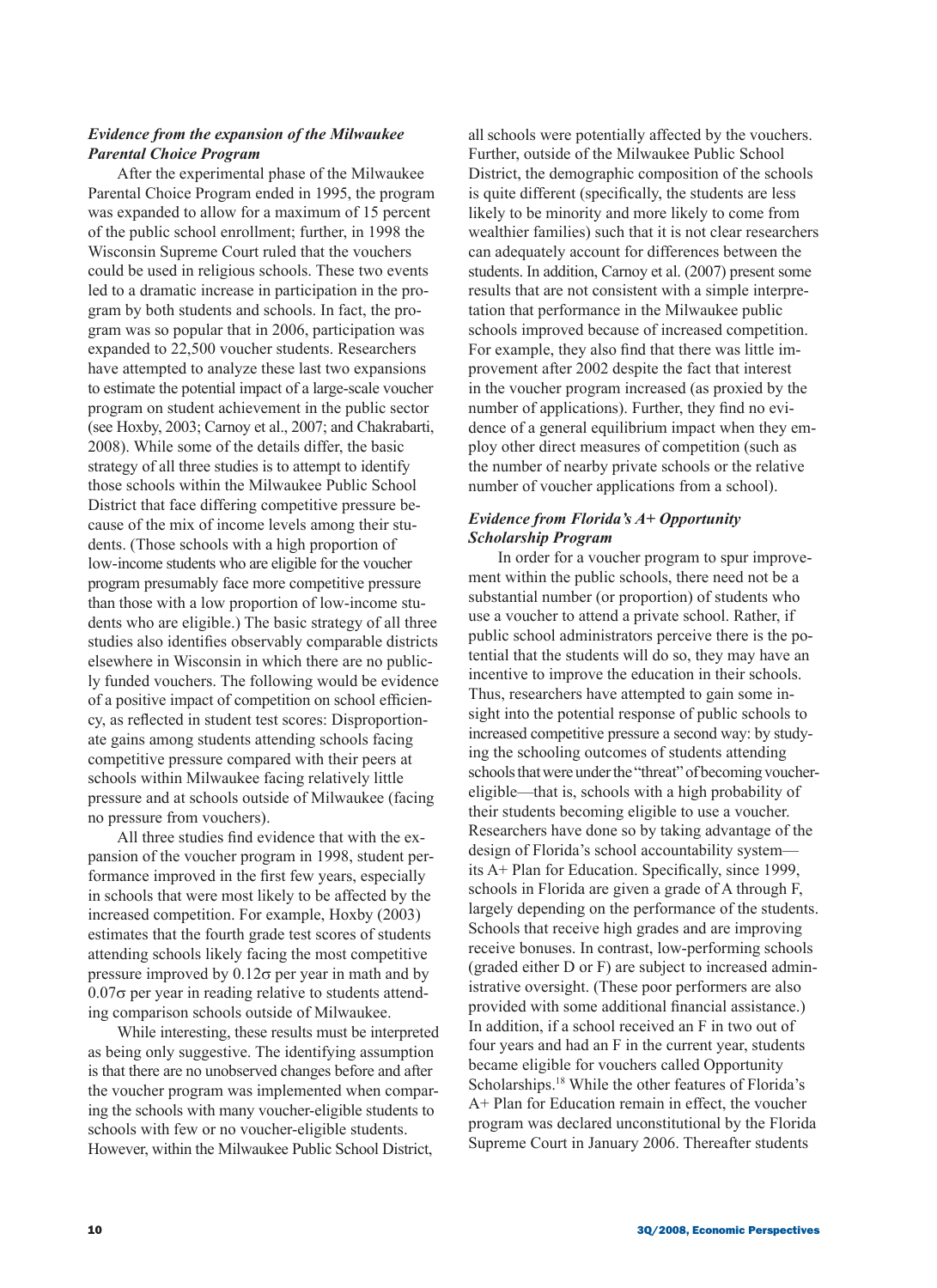### *Evidence from the expansion of the Milwaukee Parental Choice Program*

After the experimental phase of the Milwaukee Parental Choice Program ended in 1995, the program was expanded to allow for a maximum of 15 percent of the public school enrollment; further, in 1998 the Wisconsin Supreme Court ruled that the vouchers could be used in religious schools. These two events led to a dramatic increase in participation in the program by both students and schools. In fact, the program was so popular that in 2006, participation was expanded to 22,500 voucher students. Researchers have attempted to analyze these last two expansions to estimate the potential impact of a large-scale voucher program on student achievement in the public sector (see Hoxby, 2003; Carnoy et al., 2007; and Chakrabarti, 2008). While some of the details differ, the basic strategy of all three studies is to attempt to identify those schools within the Milwaukee Public School District that face differing competitive pressure because of the mix of income levels among their students. (Those schools with a high proportion of low-income students who are eligible for the voucher program presumably face more competitive pressure than those with a low proportion of low-income students who are eligible.) The basic strategy of all three studies also identifies observably comparable districts elsewhere in Wisconsin in which there are no publicly funded vouchers. The following would be evidence of a positive impact of competition on school efficiency, as reflected in student test scores: Disproportionate gains among students attending schools facing competitive pressure compared with their peers at schools within Milwaukee facing relatively little pressure and at schools outside of Milwaukee (facing no pressure from vouchers).

All three studies find evidence that with the expansion of the voucher program in 1998, student performance improved in the first few years, especially in schools that were most likely to be affected by the increased competition. For example, Hoxby (2003) estimates that the fourth grade test scores of students attending schools likely facing the most competitive pressure improved by $0.12\sigma$ per year in math and by $0.07\sigma$ per year in reading relative to students attending comparison schools outside of Milwaukee.

While interesting, these results must be interpreted as being only suggestive. The identifying assumption is that there are no unobserved changes before and after the voucher program was implemented when comparing the schools with many voucher-eligible students to schools with few or no voucher-eligible students. However, within the Milwaukee Public School District, all schools were potentially affected by the vouchers. Further, outside of the Milwaukee Public School District, the demographic composition of the schools is quite different (specifically, the students are less likely to be minority and more likely to come from wealthier families) such that it is not clear researchers can adequately account for differences between the students. In addition, Carnoy et al. (2007) present some results that are not consistent with a simple interpretation that performance in the Milwaukee public schools improved because of increased competition. For example, they also find that there was little improvement after 2002 despite the fact that interest in the voucher program increased (as proxied by the number of applications). Further, they find no evidence of a general equilibrium impact when they employ other direct measures of competition (such as the number of nearby private schools or the relative number of voucher applications from a school).

### *Evidence from Florida's A+ Opportunity Scholarship Program*

In order for a voucher program to spur improvement within the public schools, there need not be a substantial number (or proportion) of students who use a voucher to attend a private school. Rather, if public school administrators perceive there is the potential that the students will do so, they may have an incentive to improve the education in their schools. Thus, researchers have attempted to gain some insight into the potential response of public schools to increased competitive pressure a second way: by studying the schooling outcomes of students attending schools that were under the "threat" of becoming voucher-eligible—that is, schools with a high probability of their students becoming eligible to use a voucher. Researchers have done so by taking advantage of the design of Florida's school accountability system—its A+ Plan for Education. Specifically, since 1999, schools in Florida are given a grade of A through F, largely depending on the performance of the students. Schools that receive high grades and are improving receive bonuses. In contrast, low-performing schools (graded either D or F) are subject to increased administrative oversight. (These poor performers are also provided with some additional financial assistance.) In addition, if a school received an F in two out of four years and had an F in the current year, students became eligible for vouchers called Opportunity Scholarships.[18] While the other features of Florida's A+ Plan for Education remain in effect, the voucher program was declared unconstitutional by the Florida Supreme Court in January 2006. Thereafter students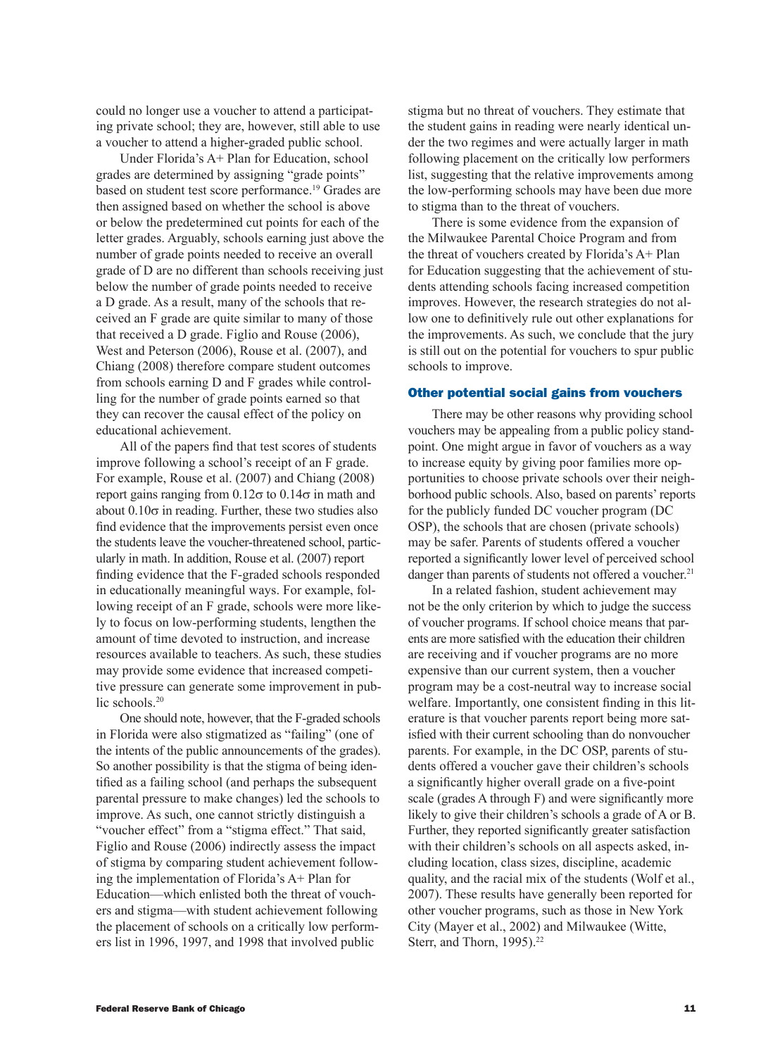could no longer use a voucher to attend a participating private school; they are, however, still able to use a voucher to attend a higher-graded public school.

Under Florida's A+ Plan for Education, school grades are determined by assigning "grade points" based on student test score performance.[19] Grades are then assigned based on whether the school is above or below the predetermined cut points for each of the letter grades. Arguably, schools earning just above the number of grade points needed to receive an overall grade of D are no different than schools receiving just below the number of grade points needed to receive a D grade. As a result, many of the schools that received an F grade are quite similar to many of those that received a D grade. Figlio and Rouse (2006), West and Peterson (2006), Rouse et al. (2007), and Chiang (2008) therefore compare student outcomes from schools earning D and F grades while controlling for the number of grade points earned so that they can recover the causal effect of the policy on educational achievement.

All of the papers find that test scores of students improve following a school's receipt of an F grade. For example, Rouse et al. (2007) and Chiang (2008) report gains ranging from $0.12\sigma$ to $0.14\sigma$ in math and about $0.10\sigma$ in reading. Further, these two studies also find evidence that the improvements persist even once the students leave the voucher-threatened school, particularly in math. In addition, Rouse et al. (2007) report finding evidence that the F-graded schools responded in educationally meaningful ways. For example, following receipt of an F grade, schools were more likely to focus on low-performing students, lengthen the amount of time devoted to instruction, and increase resources available to teachers. As such, these studies may provide some evidence that increased competitive pressure can generate some improvement in public schools.[20]

One should note, however, that the F-graded schools in Florida were also stigmatized as "failing" (one of the intents of the public announcements of the grades). So another possibility is that the stigma of being identified as a failing school (and perhaps the subsequent parental pressure to make changes) led the schools to improve. As such, one cannot strictly distinguish a "voucher effect" from a "stigma effect." That said, Figlio and Rouse (2006) indirectly assess the impact of stigma by comparing student achievement following the implementation of Florida's A+ Plan for Education—which enlisted both the threat of vouchers and stigma—with student achievement following the placement of schools on a critically low performers list in 1996, 1997, and 1998 that involved public stigma but no threat of vouchers. They estimate that the student gains in reading were nearly identical under the two regimes and were actually larger in math following placement on the critically low performers list, suggesting that the relative improvements among the low-performing schools may have been due more to stigma than to the threat of vouchers.

There is some evidence from the expansion of the Milwaukee Parental Choice Program and from the threat of vouchers created by Florida's A+ Plan for Education suggesting that the achievement of students attending schools facing increased competition improves. However, the research strategies do not allow one to definitively rule out other explanations for the improvements. As such, we conclude that the jury is still out on the potential for vouchers to spur public schools to improve.

## Other potential social gains from vouchers

There may be other reasons why providing school vouchers may be appealing from a public policy standpoint. One might argue in favor of vouchers as a way to increase equity by giving poor families more opportunities to choose private schools over their neighborhood public schools. Also, based on parents' reports for the publicly funded DC voucher program (DC OSP), the schools that are chosen (private schools) may be safer. Parents of students offered a voucher reported a significantly lower level of perceived school danger than parents of students not offered a voucher.[21]

In a related fashion, student achievement may not be the only criterion by which to judge the success of voucher programs. If school choice means that parents are more satisfied with the education their children are receiving and if voucher programs are no more expensive than our current system, then a voucher program may be a cost-neutral way to increase social welfare. Importantly, one consistent finding in this literature is that voucher parents report being more satisfied with their current schooling than do nonvoucher parents. For example, in the DC OSP, parents of students offered a voucher gave their children's schools a significantly higher overall grade on a five-point scale (grades A through F) and were significantly more likely to give their children's schools a grade of A or B. Further, they reported significantly greater satisfaction with their children's schools on all aspects asked, including location, class sizes, discipline, academic quality, and the racial mix of the students (Wolf et al., 2007). These results have generally been reported for other voucher programs, such as those in New York City (Mayer et al., 2002) and Milwaukee (Witte, Sterr, and Thorn, 1995).[22]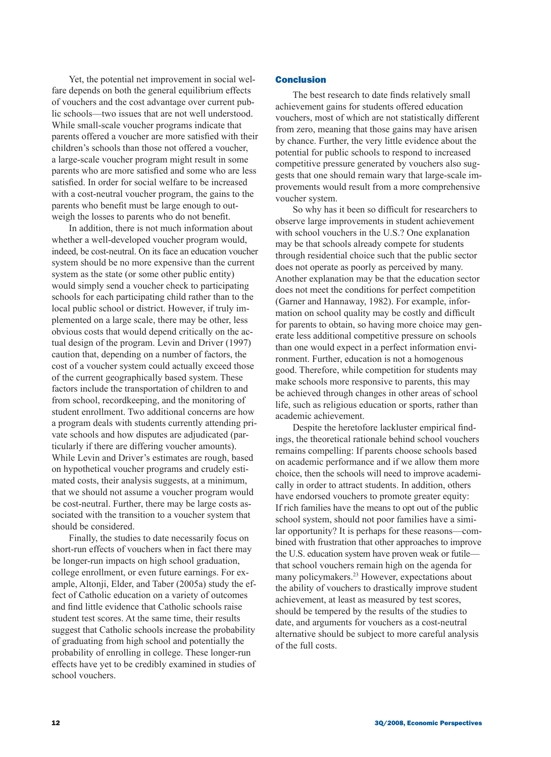Yet, the potential net improvement in social welfare depends on both the general equilibrium effects of vouchers and the cost advantage over current public schools—two issues that are not well understood. While small-scale voucher programs indicate that parents offered a voucher are more satisfied with their children's schools than those not offered a voucher, a large-scale voucher program might result in some parents who are more satisfied and some who are less satisfied. In order for social welfare to be increased with a cost-neutral voucher program, the gains to the parents who benefit must be large enough to outweigh the losses to parents who do not benefit.

In addition, there is not much information about whether a well-developed voucher program would, indeed, be cost-neutral. On its face an education voucher system should be no more expensive than the current system as the state (or some other public entity) would simply send a voucher check to participating schools for each participating child rather than to the local public school or district. However, if truly implemented on a large scale, there may be other, less obvious costs that would depend critically on the actual design of the program. Levin and Driver (1997) caution that, depending on a number of factors, the cost of a voucher system could actually exceed those of the current geographically based system. These factors include the transportation of children to and from school, recordkeeping, and the monitoring of student enrollment. Two additional concerns are how a program deals with students currently attending private schools and how disputes are adjudicated (particularly if there are differing voucher amounts). While Levin and Driver's estimates are rough, based on hypothetical voucher programs and crudely estimated costs, their analysis suggests, at a minimum, that we should not assume a voucher program would be cost-neutral. Further, there may be large costs associated with the transition to a voucher system that should be considered.

Finally, the studies to date necessarily focus on short-run effects of vouchers when in fact there may be longer-run impacts on high school graduation, college enrollment, or even future earnings. For example, Altonji, Elder, and Taber (2005a) study the effect of Catholic education on a variety of outcomes and find little evidence that Catholic schools raise student test scores. At the same time, their results suggest that Catholic schools increase the probability of graduating from high school and potentially the probability of enrolling in college. These longer-run effects have yet to be credibly examined in studies of school vouchers.

## Conclusion

The best research to date finds relatively small achievement gains for students offered education vouchers, most of which are not statistically different from zero, meaning that those gains may have arisen by chance. Further, the very little evidence about the potential for public schools to respond to increased competitive pressure generated by vouchers also suggests that one should remain wary that large-scale improvements would result from a more comprehensive voucher system.

So why has it been so difficult for researchers to observe large improvements in student achievement with school vouchers in the U.S.? One explanation may be that schools already compete for students through residential choice such that the public sector does not operate as poorly as perceived by many. Another explanation may be that the education sector does not meet the conditions for perfect competition (Garner and Hannaway, 1982). For example, information on school quality may be costly and difficult for parents to obtain, so having more choice may generate less additional competitive pressure on schools than one would expect in a perfect information environment. Further, education is not a homogenous good. Therefore, while competition for students may make schools more responsive to parents, this may be achieved through changes in other areas of school life, such as religious education or sports, rather than academic achievement.

Despite the heretofore lackluster empirical findings, the theoretical rationale behind school vouchers remains compelling: If parents choose schools based on academic performance and if we allow them more choice, then the schools will need to improve academically in order to attract students. In addition, others have endorsed vouchers to promote greater equity: If rich families have the means to opt out of the public school system, should not poor families have a similar opportunity? It is perhaps for these reasons—combined with frustration that other approaches to improve the U.S. education system have proven weak or futile—that school vouchers remain high on the agenda for many policymakers.[23] However, expectations about the ability of vouchers to drastically improve student achievement, at least as measured by test scores, should be tempered by the results of the studies to date, and arguments for vouchers as a cost-neutral alternative should be subject to more careful analysis of the full costs.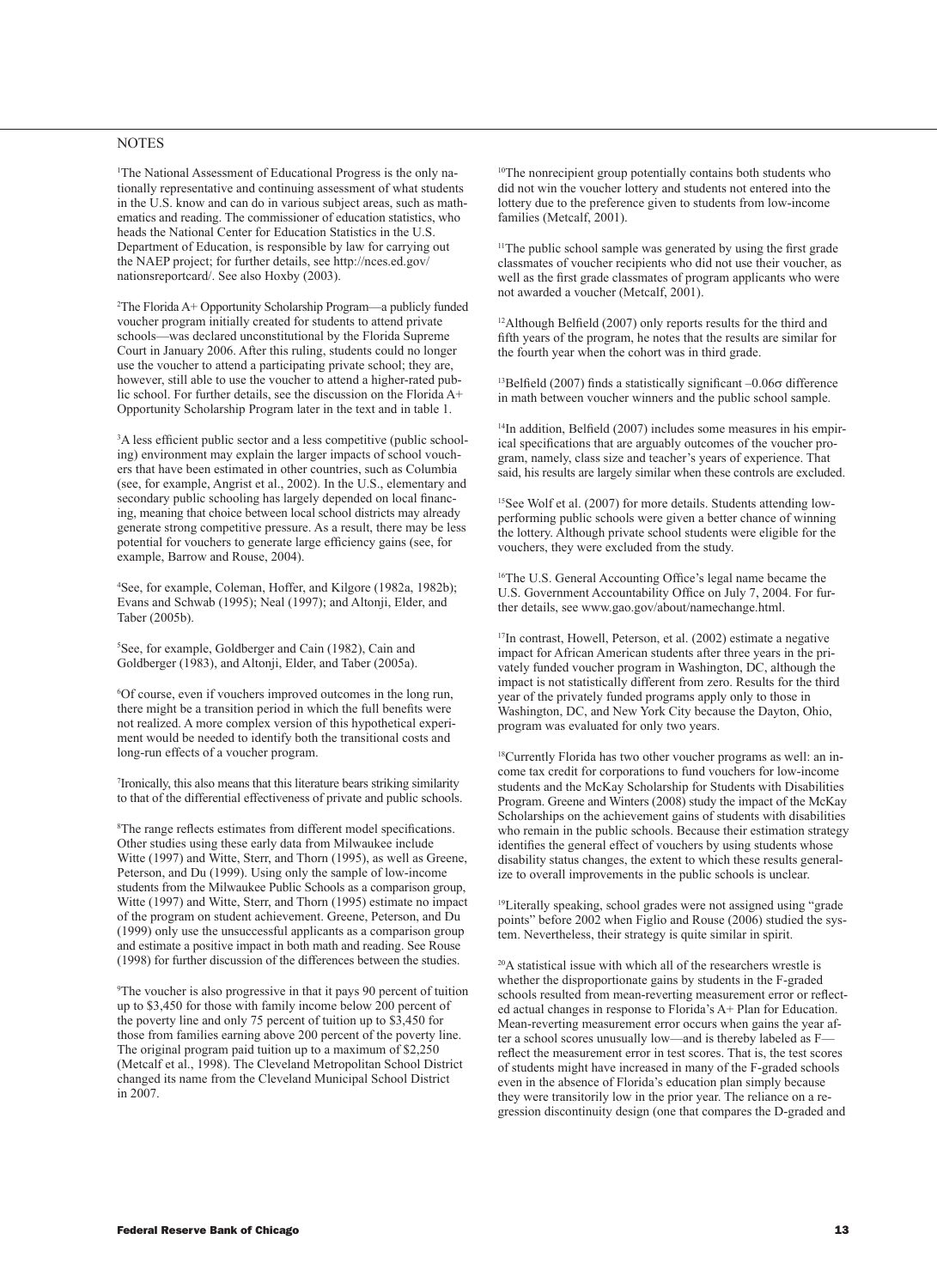## NOTES

[1]The National Assessment of Educational Progress is the only nationally representative and continuing assessment of what students in the U.S. know and can do in various subject areas, such as mathematics and reading. The commissioner of education statistics, who heads the National Center for Education Statistics in the U.S. Department of Education, is responsible by law for carrying out the NAEP project; for further details, see http://nces.ed.gov/nationsreportcard/. See also Hoxby (2003).

[2]The Florida A+ Opportunity Scholarship Program—a publicly funded voucher program initially created for students to attend private schools—was declared unconstitutional by the Florida Supreme Court in January 2006. After this ruling, students could no longer use the voucher to attend a participating private school; they are, however, still able to use the voucher to attend a higher-rated public school. For further details, see the discussion on the Florida A+ Opportunity Scholarship Program later in the text and in table 1.

[3]A less efficient public sector and a less competitive (public schooling) environment may explain the larger impacts of school vouchers that have been estimated in other countries, such as Columbia (see, for example, Angrist et al., 2002). In the U.S., elementary and secondary public schooling has largely depended on local financing, meaning that choice between local school districts may already generate strong competitive pressure. As a result, there may be less potential for vouchers to generate large efficiency gains (see, for example, Barrow and Rouse, 2004).

[4]See, for example, Coleman, Hoffer, and Kilgore (1982a, 1982b); Evans and Schwab (1995); Neal (1997); and Altonji, Elder, and Taber (2005b).

[5]See, for example, Goldberger and Cain (1982), Cain and Goldberger (1983), and Altonji, Elder, and Taber (2005a).

[6]Of course, even if vouchers improved outcomes in the long run, there might be a transition period in which the full benefits were not realized. A more complex version of this hypothetical experiment would be needed to identify both the transitional costs and long-run effects of a voucher program.

[7]Ironically, this also means that this literature bears striking similarity to that of the differential effectiveness of private and public schools.

[8]The range reflects estimates from different model specifications. Other studies using these early data from Milwaukee include Witte (1997) and Witte, Sterr, and Thorn (1995), as well as Greene, Peterson, and Du (1999). Using only the sample of low-income students from the Milwaukee Public Schools as a comparison group, Witte (1997) and Witte, Sterr, and Thorn (1995) estimate no impact of the program on student achievement. Greene, Peterson, and Du (1999) only use the unsuccessful applicants as a comparison group and estimate a positive impact in both math and reading. See Rouse (1998) for further discussion of the differences between the studies.

[9]The voucher is also progressive in that it pays 90 percent of tuition up to \$3,450 for those with family income below 200 percent of the poverty line and only 75 percent of tuition up to \$3,450 for those from families earning above 200 percent of the poverty line. The original program paid tuition up to a maximum of \$2,250 (Metcalf et al., 1998). The Cleveland Metropolitan School District changed its name from the Cleveland Municipal School District in 2007.

[10]The nonrecipient group potentially contains both students who did not win the voucher lottery and students not entered into the lottery due to the preference given to students from low-income families (Metcalf, 2001).

[11]The public school sample was generated by using the first grade classmates of voucher recipients who did not use their voucher, as well as the first grade classmates of program applicants who were not awarded a voucher (Metcalf, 2001).

[12]Although Belfield (2007) only reports results for the third and fifth years of the program, he notes that the results are similar for the fourth year when the cohort was in third grade.

[13]Belfield (2007) finds a statistically significant $-0.06\sigma$ difference in math between voucher winners and the public school sample.

[14]In addition, Belfield (2007) includes some measures in his empirical specifications that are arguably outcomes of the voucher program, namely, class size and teacher's years of experience. That said, his results are largely similar when these controls are excluded.

[15]See Wolf et al. (2007) for more details. Students attending low-performing public schools were given a better chance of winning the lottery. Although private school students were eligible for the vouchers, they were excluded from the study.

[16]The U.S. General Accounting Office's legal name became the U.S. Government Accountability Office on July 7, 2004. For further details, see www.gao.gov/about/namechange.html.

[17]In contrast, Howell, Peterson, et al. (2002) estimate a negative impact for African American students after three years in the privately funded voucher program in Washington, DC, although the impact is not statistically different from zero. Results for the third year of the privately funded programs apply only to those in Washington, DC, and New York City because the Dayton, Ohio, program was evaluated for only two years.

[18]Currently Florida has two other voucher programs as well: an income tax credit for corporations to fund vouchers for low-income students and the McKay Scholarship for Students with Disabilities Program. Greene and Winters (2008) study the impact of the McKay Scholarships on the achievement gains of students with disabilities who remain in the public schools. Because their estimation strategy identifies the general effect of vouchers by using students whose disability status changes, the extent to which these results generalize to overall improvements in the public schools is unclear.

[19]Literally speaking, school grades were not assigned using "grade points" before 2002 when Figlio and Rouse (2006) studied the system. Nevertheless, their strategy is quite similar in spirit.

[20]A statistical issue with which all of the researchers wrestle is whether the disproportionate gains by students in the F-graded schools resulted from mean-reverting measurement error or reflected actual changes in response to Florida's A+ Plan for Education. Mean-reverting measurement error occurs when gains the year after a school scores unusually low—and is thereby labeled as F—reflect the measurement error in test scores. That is, the test scores of students might have increased in many of the F-graded schools even in the absence of Florida's education plan simply because they were transitorily low in the prior year. The reliance on a regression discontinuity design (one that compares the D-graded and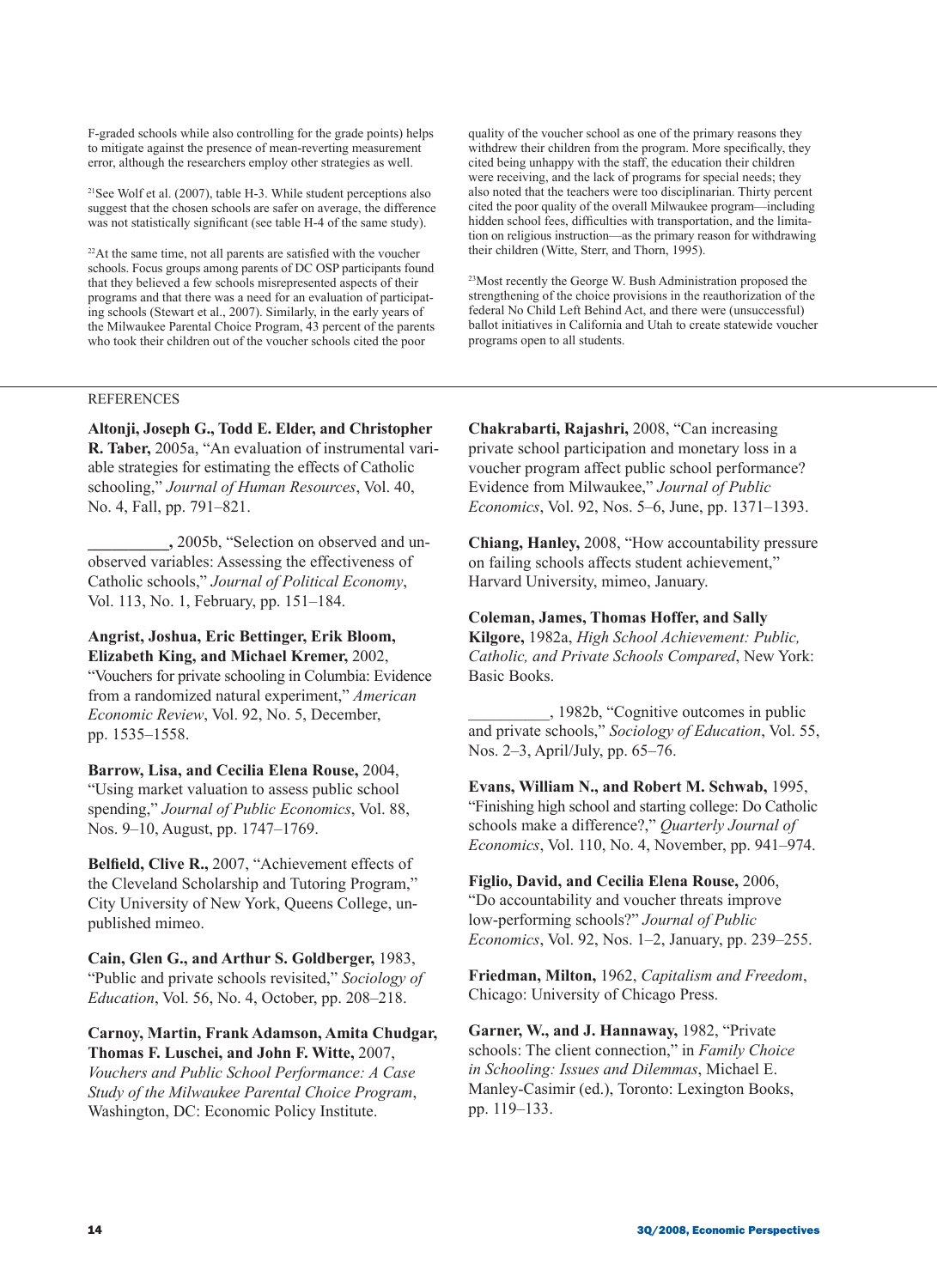F-graded schools while also controlling for the grade points) helps to mitigate against the presence of mean-reverting measurement error, although the researchers employ other strategies as well.

[21]See Wolf et al. (2007), table H-3. While student perceptions also suggest that the chosen schools are safer on average, the difference was not statistically significant (see table H-4 of the same study).

[22]At the same time, not all parents are satisfied with the voucher schools. Focus groups among parents of DC OSP participants found that they believed a few schools misrepresented aspects of their programs and that there was a need for an evaluation of participating schools (Stewart et al., 2007). Similarly, in the early years of the Milwaukee Parental Choice Program, 43 percent of the parents who took their children out of the voucher schools cited the poor quality of the voucher school as one of the primary reasons they withdrew their children from the program. More specifically, they cited being unhappy with the staff, the education their children were receiving, and the lack of programs for special needs; they also noted that the teachers were too disciplinarian. Thirty percent cited the poor quality of the overall Milwaukee program—including hidden school fees, difficulties with transportation, and the limitation on religious instruction—as the primary reason for withdrawing their children (Witte, Sterr, and Thorn, 1995).

[23]Most recently the George W. Bush Administration proposed the strengthening of the choice provisions in the reauthorization of the federal No Child Left Behind Act, and there were (unsuccessful) ballot initiatives in California and Utah to create statewide voucher programs open to all students.

REFERENCES

**Altonji, Joseph G., Todd E. Elder, and Christopher R. Taber,** 2005a, "An evaluation of instrumental variable strategies for estimating the effects of Catholic schooling," *Journal of Human Resources*, Vol. 40, No. 4, Fall, pp. 791–821.

**__________,** 2005b, "Selection on observed and unobserved variables: Assessing the effectiveness of Catholic schools," *Journal of Political Economy*, Vol. 113, No. 1, February, pp. 151–184.

**Angrist, Joshua, Eric Bettinger, Erik Bloom, Elizabeth King, and Michael Kremer,** 2002, "Vouchers for private schooling in Columbia: Evidence from a randomized natural experiment," *American Economic Review*, Vol. 92, No. 5, December, pp. 1535–1558.

**Barrow, Lisa, and Cecilia Elena Rouse,** 2004, "Using market valuation to assess public school spending," *Journal of Public Economics*, Vol. 88, Nos. 9–10, August, pp. 1747–1769.

**Belfield, Clive R.,** 2007, "Achievement effects of the Cleveland Scholarship and Tutoring Program," City University of New York, Queens College, unpublished mimeo.

**Cain, Glen G., and Arthur S. Goldberger,** 1983, "Public and private schools revisited," *Sociology of Education*, Vol. 56, No. 4, October, pp. 208–218.

**Carnoy, Martin, Frank Adamson, Amita Chudgar, Thomas F. Luschei, and John F. Witte,** 2007, *Vouchers and Public School Performance: A Case Study of the Milwaukee Parental Choice Program*, Washington, DC: Economic Policy Institute.

**Chakrabarti, Rajashri,** 2008, "Can increasing private school participation and monetary loss in a voucher program affect public school performance? Evidence from Milwaukee," *Journal of Public Economics*, Vol. 92, Nos. 5–6, June, pp. 1371–1393.

**Chiang, Hanley,** 2008, "How accountability pressure on failing schools affects student achievement," Harvard University, mimeo, January.

**Coleman, James, Thomas Hoffer, and Sally Kilgore,** 1982a, *High School Achievement: Public, Catholic, and Private Schools Compared*, New York: Basic Books.

__________, 1982b, "Cognitive outcomes in public and private schools," *Sociology of Education*, Vol. 55, Nos. 2–3, April/July, pp. 65–76.

**Evans, William N., and Robert M. Schwab,** 1995, "Finishing high school and starting college: Do Catholic schools make a difference?," *Quarterly Journal of Economics*, Vol. 110, No. 4, November, pp. 941–974.

**Figlio, David, and Cecilia Elena Rouse,** 2006, "Do accountability and voucher threats improve low-performing schools?" *Journal of Public Economics*, Vol. 92, Nos. 1–2, January, pp. 239–255.

**Friedman, Milton,** 1962, *Capitalism and Freedom*, Chicago: University of Chicago Press.

**Garner, W., and J. Hannaway,** 1982, "Private schools: The client connection," in *Family Choice in Schooling: Issues and Dilemmas*, Michael E. Manley-Casimir (ed.), Toronto: Lexington Books, pp. 119–133.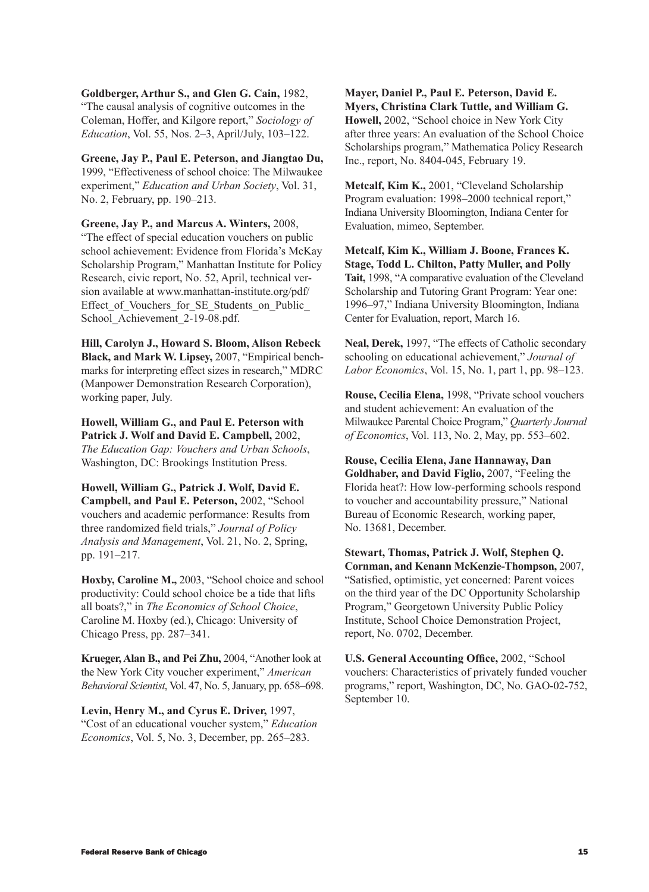**Goldberger, Arthur S., and Glen G. Cain,** 1982, "The causal analysis of cognitive outcomes in the Coleman, Hoffer, and Kilgore report," *Sociology of Education*, Vol. 55, Nos. 2–3, April/July, 103–122.

**Greene, Jay P., Paul E. Peterson, and Jiangtao Du,** 1999, "Effectiveness of school choice: The Milwaukee experiment," *Education and Urban Society*, Vol. 31, No. 2, February, pp. 190–213.

**Greene, Jay P., and Marcus A. Winters,** 2008, "The effect of special education vouchers on public school achievement: Evidence from Florida's McKay Scholarship Program," Manhattan Institute for Policy Research, civic report, No. 52, April, technical version available at www.manhattan-institute.org/pdf/Effect_of_Vouchers_for_SE_Students_on_Public_School_Achievement_2-19-08.pdf.

**Hill, Carolyn J., Howard S. Bloom, Alison Rebeck Black, and Mark W. Lipsey,** 2007, "Empirical benchmarks for interpreting effect sizes in research," MDRC (Manpower Demonstration Research Corporation), working paper, July.

**Howell, William G., and Paul E. Peterson with Patrick J. Wolf and David E. Campbell,** 2002, *The Education Gap: Vouchers and Urban Schools*, Washington, DC: Brookings Institution Press.

**Howell, William G., Patrick J. Wolf, David E. Campbell, and Paul E. Peterson,** 2002, "School vouchers and academic performance: Results from three randomized field trials," *Journal of Policy Analysis and Management*, Vol. 21, No. 2, Spring, pp. 191–217.

**Hoxby, Caroline M.,** 2003, "School choice and school productivity: Could school choice be a tide that lifts all boats?," in *The Economics of School Choice*, Caroline M. Hoxby (ed.), Chicago: University of Chicago Press, pp. 287–341.

**Krueger, Alan B., and Pei Zhu,** 2004, "Another look at the New York City voucher experiment," *American Behavioral Scientist*, Vol. 47, No. 5, January, pp. 658–698.

**Levin, Henry M., and Cyrus E. Driver,** 1997, "Cost of an educational voucher system," *Education Economics*, Vol. 5, No. 3, December, pp. 265–283.

**Mayer, Daniel P., Paul E. Peterson, David E. Myers, Christina Clark Tuttle, and William G. Howell,** 2002, "School choice in New York City after three years: An evaluation of the School Choice Scholarships program," Mathematica Policy Research Inc., report, No. 8404-045, February 19.

**Metcalf, Kim K.,** 2001, "Cleveland Scholarship Program evaluation: 1998–2000 technical report," Indiana University Bloomington, Indiana Center for Evaluation, mimeo, September.

**Metcalf, Kim K., William J. Boone, Frances K. Stage, Todd L. Chilton, Patty Muller, and Polly Tait,** 1998, "A comparative evaluation of the Cleveland Scholarship and Tutoring Grant Program: Year one: 1996–97," Indiana University Bloomington, Indiana Center for Evaluation, report, March 16.

**Neal, Derek,** 1997, "The effects of Catholic secondary schooling on educational achievement," *Journal of Labor Economics*, Vol. 15, No. 1, part 1, pp. 98–123.

**Rouse, Cecilia Elena,** 1998, "Private school vouchers and student achievement: An evaluation of the Milwaukee Parental Choice Program," *Quarterly Journal of Economics*, Vol. 113, No. 2, May, pp. 553–602.

**Rouse, Cecilia Elena, Jane Hannaway, Dan Goldhaber, and David Figlio,** 2007, "Feeling the Florida heat?: How low-performing schools respond to voucher and accountability pressure," National Bureau of Economic Research, working paper, No. 13681, December.

**Stewart, Thomas, Patrick J. Wolf, Stephen Q. Cornman, and Kenann McKenzie-Thompson,** 2007, "Satisfied, optimistic, yet concerned: Parent voices on the third year of the DC Opportunity Scholarship Program," Georgetown University Public Policy Institute, School Choice Demonstration Project, report, No. 0702, December.

**U.S. General Accounting Office,** 2002, "School vouchers: Characteristics of privately funded voucher programs," report, Washington, DC, No. GAO-02-752, September 10.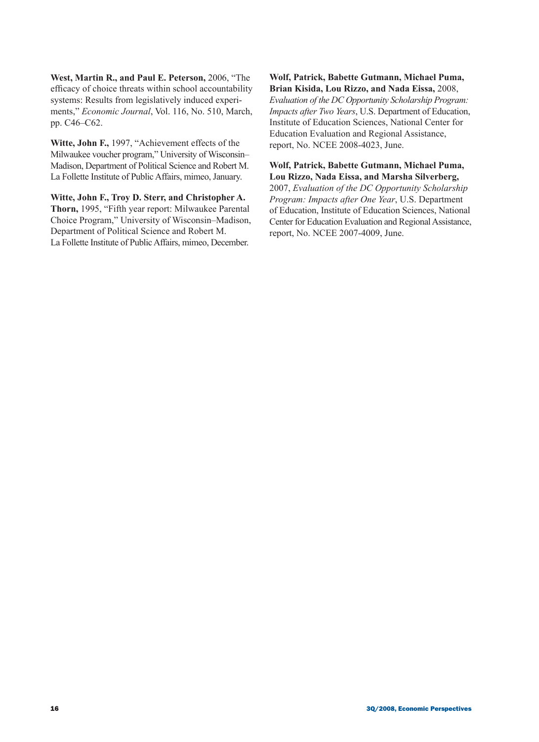**West, Martin R., and Paul E. Peterson,** 2006, "The efficacy of choice threats within school accountability systems: Results from legislatively induced experiments," *Economic Journal*, Vol. 116, No. 510, March, pp. C46–C62.

**Witte, John F.,** 1997, "Achievement effects of the Milwaukee voucher program," University of Wisconsin–Madison, Department of Political Science and Robert M. La Follette Institute of Public Affairs, mimeo, January.

**Witte, John F., Troy D. Sterr, and Christopher A. Thorn,** 1995, "Fifth year report: Milwaukee Parental Choice Program," University of Wisconsin–Madison, Department of Political Science and Robert M. La Follette Institute of Public Affairs, mimeo, December.

**Wolf, Patrick, Babette Gutmann, Michael Puma, Brian Kisida, Lou Rizzo, and Nada Eissa,** 2008, *Evaluation of the DC Opportunity Scholarship Program: Impacts after Two Years*, U.S. Department of Education, Institute of Education Sciences, National Center for Education Evaluation and Regional Assistance, report, No. NCEE 2008-4023, June.

**Wolf, Patrick, Babette Gutmann, Michael Puma, Lou Rizzo, Nada Eissa, and Marsha Silverberg,** 2007, *Evaluation of the DC Opportunity Scholarship Program: Impacts after One Year*, U.S. Department of Education, Institute of Education Sciences, National Center for Education Evaluation and Regional Assistance, report, No. NCEE 2007-4009, June.